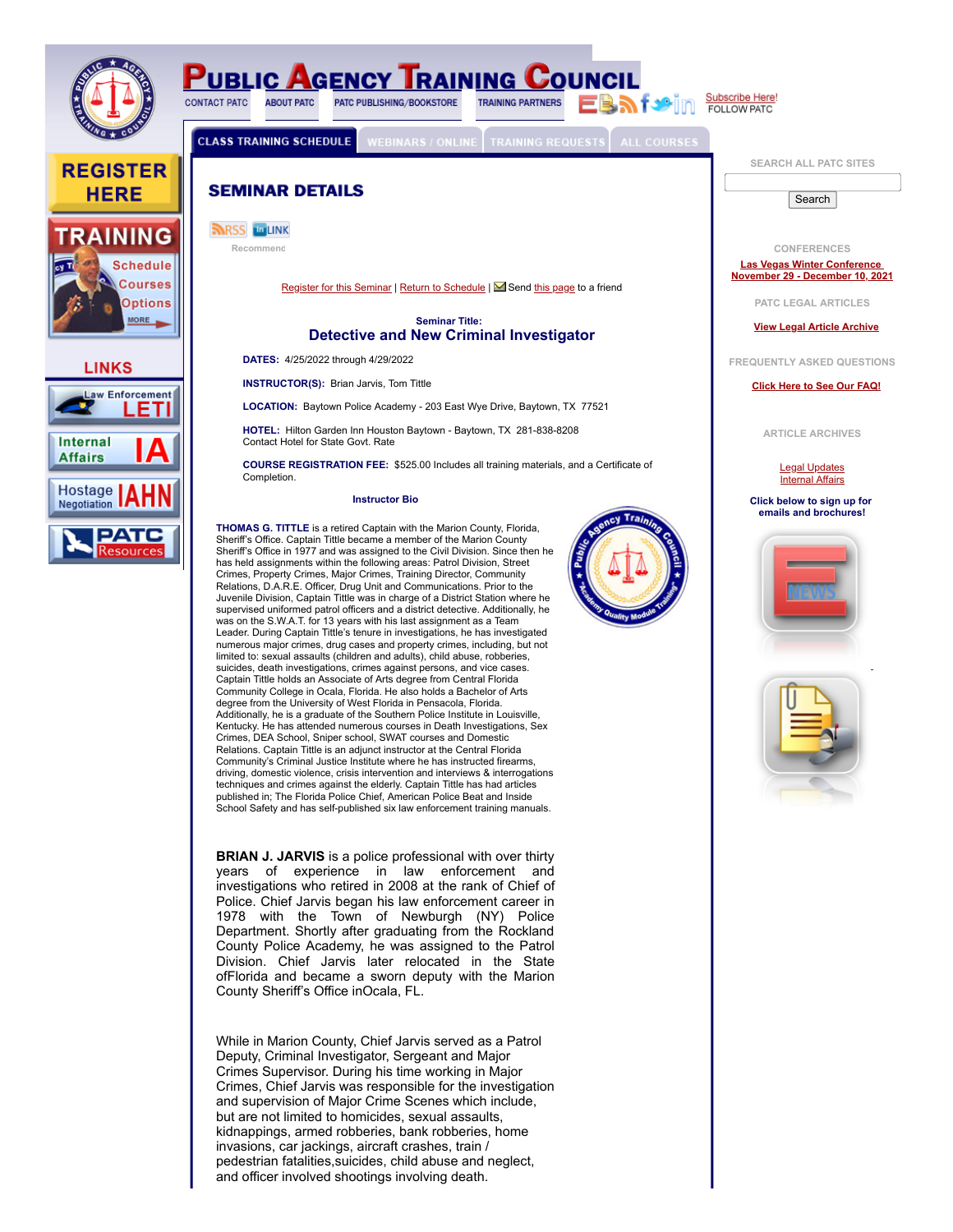# PUBLIC AGENCY TRAINING COUNCIL

CONTACT PATC | ABOUT PATC | PATC PUBLISHING/BOOKSTORE | TRAINING PARTNERS

Subscribe Here!
FOLLOW PATC

CLASS TRAINING SCHEDULE | WEBINARS / ONLINE | TRAINING REQUESTS | ALL COURSES

REGISTER HERE

TRAINING Schedule Courses Options MORE

LINKS

Law Enforcement LETI

Internal Affairs IA

Hostage Negotiation IAHN

PATC Resources

## SEMINAR DETAILS

RSS LINK
Recommend

Register for this Seminar | Return to Schedule | Send this page to a friend

**Seminar Title:**

### Detective and New Criminal Investigator

**DATES:** 4/25/2022 through 4/29/2022

**INSTRUCTOR(S):** Brian Jarvis, Tom Tittle

**LOCATION:** Baytown Police Academy - 203 East Wye Drive, Baytown, TX 77521

**HOTEL:** Hilton Garden Inn Houston Baytown - Baytown, TX 281-838-8208
Contact Hotel for State Govt. Rate

**COURSE REGISTRATION FEE:** $525.00 Includes all training materials, and a Certificate of Completion.

**Instructor Bio**

**THOMAS G. TITTLE** is a retired Captain with the Marion County, Florida, Sheriff's Office. Captain Tittle became a member of the Marion County Sheriff's Office in 1977 and was assigned to the Civil Division. Since then he has held assignments within the following areas: Patrol Division, Street Crimes, Property Crimes, Major Crimes, Training Director, Community Relations, D.A.R.E. Officer, Drug Unit and Communications. Prior to the Juvenile Division, Captain Tittle was in charge of a District Station where he supervised uniformed patrol officers and a district detective. Additionally, he was on the S.W.A.T. for 13 years with his last assignment as a Team Leader. During Captain Tittle's tenure in investigations, he has investigated numerous major crimes, drug cases and property crimes, including, but not limited to: sexual assaults (children and adults), child abuse, robberies, suicides, death investigations, crimes against persons, and vice cases. Captain Tittle holds an Associate of Arts degree from Central Florida Community College in Ocala, Florida. He also holds a Bachelor of Arts degree from the University of West Florida in Pensacola, Florida. Additionally, he is a graduate of the Southern Police Institute in Louisville, Kentucky. He has attended numerous courses in Death Investigations, Sex Crimes, DEA School, Sniper school, SWAT courses and Domestic Relations. Captain Tittle is an adjunct instructor at the Central Florida Community's Criminal Justice Institute where he has instructed firearms, driving, domestic violence, crisis intervention and interviews & interrogations techniques and crimes against the elderly. Captain Tittle has had articles published in; The Florida Police Chief, American Police Beat and Inside School Safety and has self-published six law enforcement training manuals.

**BRIAN J. JARVIS** is a police professional with over thirty years of experience in law enforcement and investigations who retired in 2008 at the rank of Chief of Police. Chief Jarvis began his law enforcement career in 1978 with the Town of Newburgh (NY) Police Department. Shortly after graduating from the Rockland County Police Academy, he was assigned to the Patrol Division. Chief Jarvis later relocated in the State ofFlorida and became a sworn deputy with the Marion County Sheriff's Office inOcala, FL.

While in Marion County, Chief Jarvis served as a Patrol Deputy, Criminal Investigator, Sergeant and Major Crimes Supervisor. During his time working in Major Crimes, Chief Jarvis was responsible for the investigation and supervision of Major Crime Scenes which include, but are not limited to homicides, sexual assaults, kidnappings, armed robberies, bank robberies, home invasions, car jackings, aircraft crashes, train / pedestrian fatalities,suicides, child abuse and neglect, and officer involved shootings involving death.

SEARCH ALL PATC SITES

Search

CONFERENCES

Las Vegas Winter Conference
November 29 - December 10, 2021

PATC LEGAL ARTICLES

View Legal Article Archive

FREQUENTLY ASKED QUESTIONS

Click Here to See Our FAQ!

ARTICLE ARCHIVES

Legal Updates
Internal Affairs

Click below to sign up for emails and brochures!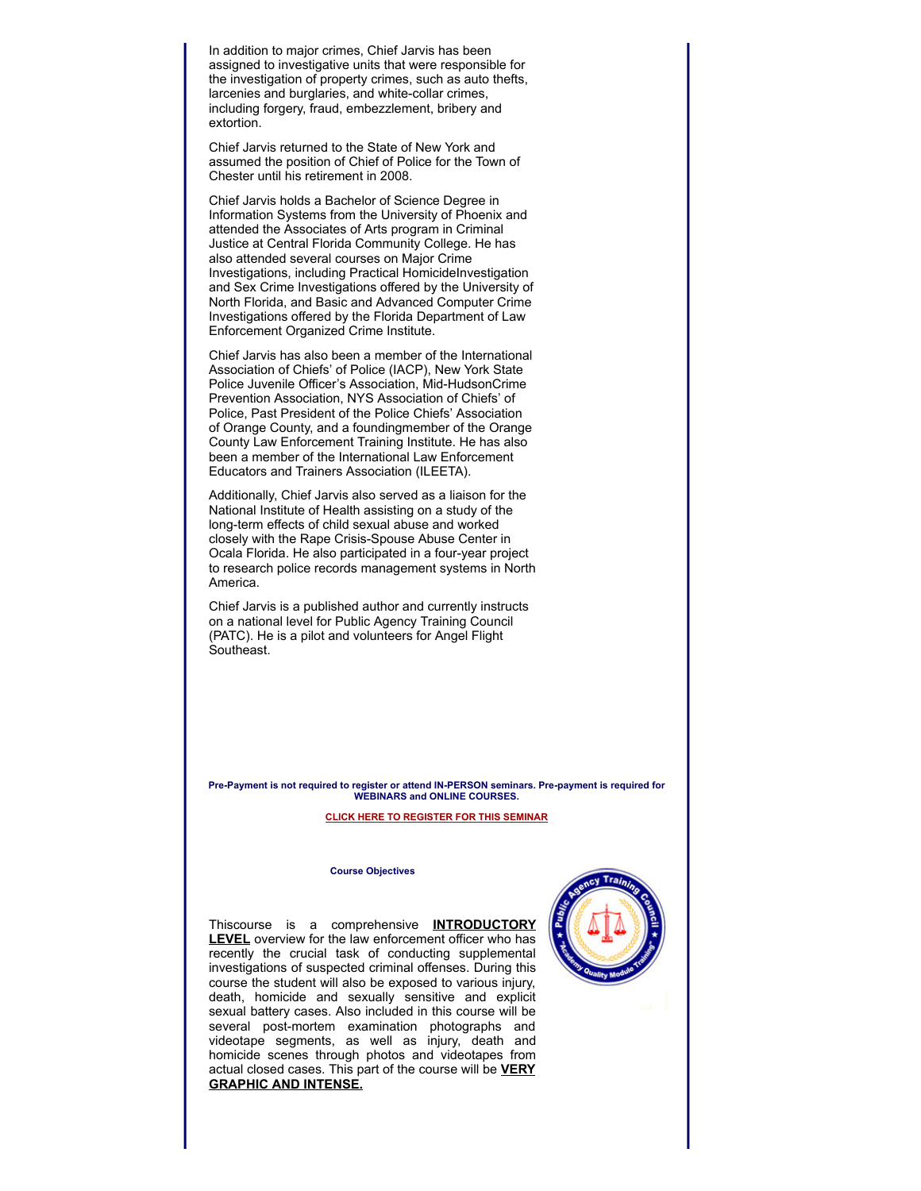In addition to major crimes, Chief Jarvis has been assigned to investigative units that were responsible for the investigation of property crimes, such as auto thefts, larcenies and burglaries, and white-collar crimes, including forgery, fraud, embezzlement, bribery and extortion.

Chief Jarvis returned to the State of New York and assumed the position of Chief of Police for the Town of Chester until his retirement in 2008.

Chief Jarvis holds a Bachelor of Science Degree in Information Systems from the University of Phoenix and attended the Associates of Arts program in Criminal Justice at Central Florida Community College. He has also attended several courses on Major Crime Investigations, including Practical HomicideInvestigation and Sex Crime Investigations offered by the University of North Florida, and Basic and Advanced Computer Crime Investigations offered by the Florida Department of Law Enforcement Organized Crime Institute.

Chief Jarvis has also been a member of the International Association of Chiefs' of Police (IACP), New York State Police Juvenile Officer's Association, Mid-HudsonCrime Prevention Association, NYS Association of Chiefs' of Police, Past President of the Police Chiefs' Association of Orange County, and a foundingmember of the Orange County Law Enforcement Training Institute. He has also been a member of the International Law Enforcement Educators and Trainers Association (ILEETA).

Additionally, Chief Jarvis also served as a liaison for the National Institute of Health assisting on a study of the long-term effects of child sexual abuse and worked closely with the Rape Crisis-Spouse Abuse Center in Ocala Florida. He also participated in a four-year project to research police records management systems in North America.

Chief Jarvis is a published author and currently instructs on a national level for Public Agency Training Council (PATC). He is a pilot and volunteers for Angel Flight Southeast.

**Pre-Payment is not required to register or attend IN-PERSON seminars. Pre-payment is required for WEBINARS and ONLINE COURSES.**

**CLICK HERE TO REGISTER FOR THIS SEMINAR**

**Course Objectives**

Thiscourse is a comprehensive **INTRODUCTORY LEVEL** overview for the law enforcement officer who has recently the crucial task of conducting supplemental investigations of suspected criminal offenses. During this course the student will also be exposed to various injury, death, homicide and sexually sensitive and explicit sexual battery cases. Also included in this course will be several post-mortem examination photographs and videotape segments, as well as injury, death and homicide scenes through photos and videotapes from actual closed cases. This part of the course will be **VERY GRAPHIC AND INTENSE.**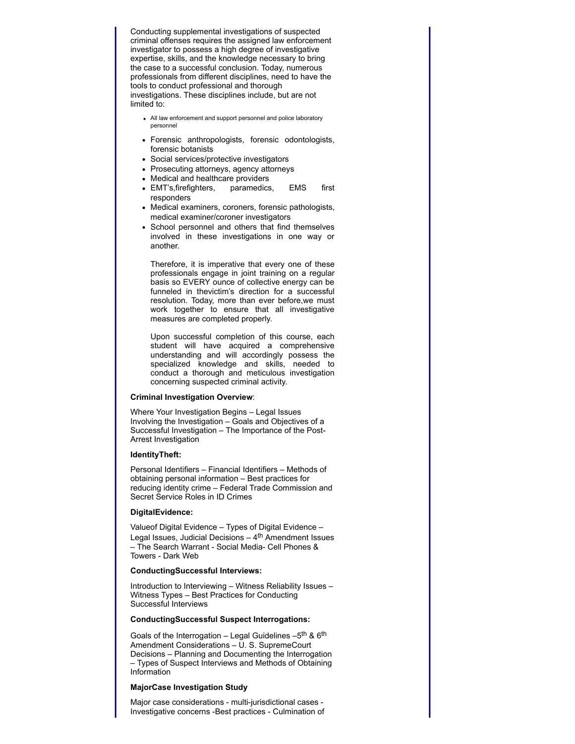Conducting supplemental investigations of suspected criminal offenses requires the assigned law enforcement investigator to possess a high degree of investigative expertise, skills, and the knowledge necessary to bring the case to a successful conclusion. Today, numerous professionals from different disciplines, need to have the tools to conduct professional and thorough investigations. These disciplines include, but are not limited to:

- All law enforcement and support personnel and police laboratory personnel
- Forensic anthropologists, forensic odontologists, forensic botanists
- Social services/protective investigators
- Prosecuting attorneys, agency attorneys
- Medical and healthcare providers
- EMT's,firefighters, paramedics, EMS first responders
- Medical examiners, coroners, forensic pathologists, medical examiner/coroner investigators
- School personnel and others that find themselves involved in these investigations in one way or another.

  Therefore, it is imperative that every one of these professionals engage in joint training on a regular basis so EVERY ounce of collective energy can be funneled in thevictim's direction for a successful resolution. Today, more than ever before,we must work together to ensure that all investigative measures are completed properly.

  Upon successful completion of this course, each student will have acquired a comprehensive understanding and will accordingly possess the specialized knowledge and skills, needed to conduct a thorough and meticulous investigation concerning suspected criminal activity.

**Criminal Investigation Overview**:

Where Your Investigation Begins – Legal Issues Involving the Investigation – Goals and Objectives of a Successful Investigation – The Importance of the Post-Arrest Investigation

**IdentityTheft:**

Personal Identifiers – Financial Identifiers – Methods of obtaining personal information – Best practices for reducing identity crime – Federal Trade Commission and Secret Service Roles in ID Crimes

**DigitalEvidence:**

Valueof Digital Evidence – Types of Digital Evidence – Legal Issues, Judicial Decisions – 4th Amendment Issues – The Search Warrant - Social Media- Cell Phones & Towers - Dark Web

**ConductingSuccessful Interviews:**

Introduction to Interviewing – Witness Reliability Issues – Witness Types – Best Practices for Conducting Successful Interviews

**ConductingSuccessful Suspect Interrogations:**

Goals of the Interrogation – Legal Guidelines –5th & 6th Amendment Considerations – U. S. SupremeCourt Decisions – Planning and Documenting the Interrogation – Types of Suspect Interviews and Methods of Obtaining Information

**MajorCase Investigation Study**

Major case considerations - multi-jurisdictional cases - Investigative concerns -Best practices - Culmination of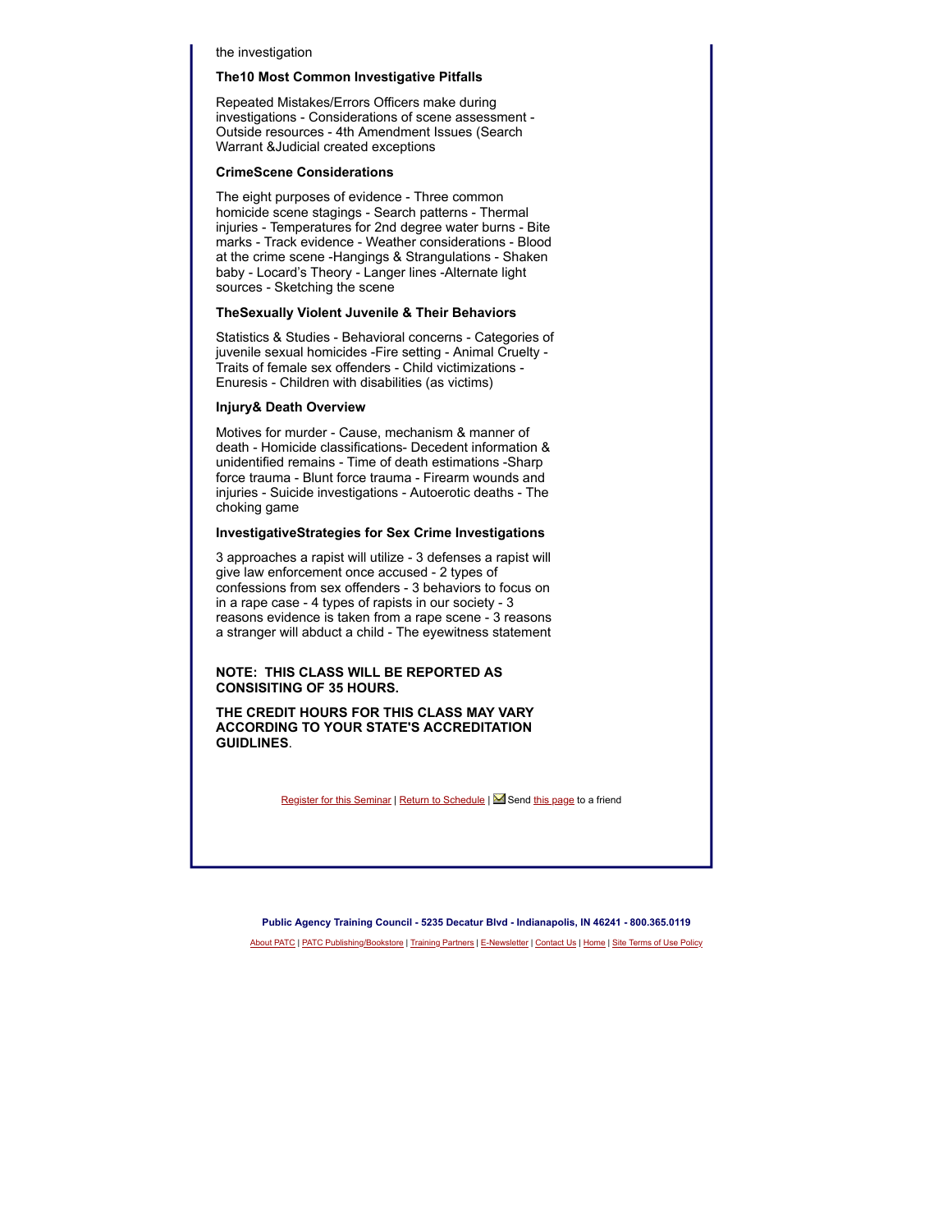the investigation

**The10 Most Common Investigative Pitfalls**

Repeated Mistakes/Errors Officers make during investigations - Considerations of scene assessment - Outside resources - 4th Amendment Issues (Search Warrant &Judicial created exceptions

**CrimeScene Considerations**

The eight purposes of evidence - Three common homicide scene stagings - Search patterns - Thermal injuries - Temperatures for 2nd degree water burns - Bite marks - Track evidence - Weather considerations - Blood at the crime scene -Hangings & Strangulations - Shaken baby - Locard's Theory - Langer lines -Alternate light sources - Sketching the scene

**TheSexually Violent Juvenile & Their Behaviors**

Statistics & Studies - Behavioral concerns - Categories of juvenile sexual homicides -Fire setting - Animal Cruelty - Traits of female sex offenders - Child victimizations - Enuresis - Children with disabilities (as victims)

**Injury& Death Overview**

Motives for murder - Cause, mechanism & manner of death - Homicide classifications- Decedent information & unidentified remains - Time of death estimations -Sharp force trauma - Blunt force trauma - Firearm wounds and injuries - Suicide investigations - Autoerotic deaths - The choking game

**InvestigativeStrategies for Sex Crime Investigations**

3 approaches a rapist will utilize - 3 defenses a rapist will give law enforcement once accused - 2 types of confessions from sex offenders - 3 behaviors to focus on in a rape case - 4 types of rapists in our society - 3 reasons evidence is taken from a rape scene - 3 reasons a stranger will abduct a child - The eyewitness statement

**NOTE: THIS CLASS WILL BE REPORTED AS CONSISITING OF 35 HOURS.**

**THE CREDIT HOURS FOR THIS CLASS MAY VARY ACCORDING TO YOUR STATE'S ACCREDITATION GUIDLINES**.

Register for this Seminar | Return to Schedule | Send this page to a friend

**Public Agency Training Council - 5235 Decatur Blvd - Indianapolis, IN 46241 - 800.365.0119**

About PATC | PATC Publishing/Bookstore | Training Partners | E-Newsletter | Contact Us | Home | Site Terms of Use Policy